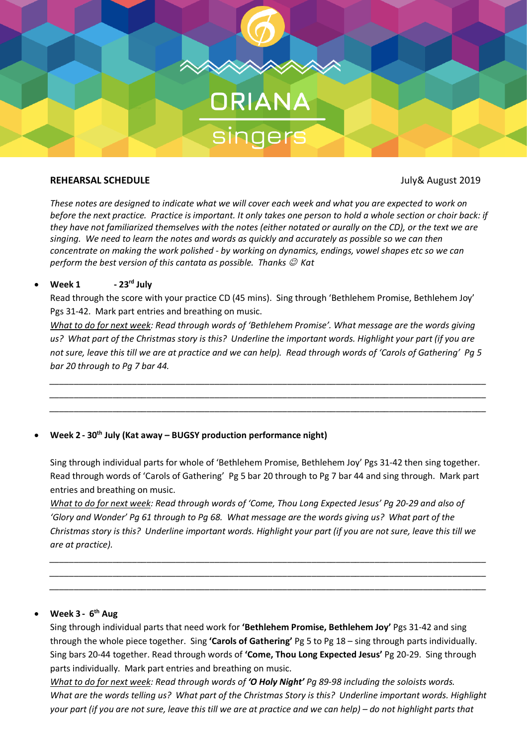# ORIANA singers

**REHEARSAL SCHEDULE** July& August 2019

*These notes are designed to indicate what we will cover each week and what you are expected to work on before the next practice. Practice is important. It only takes one person to hold a whole section or choir back: if they have not familiarized themselves with the notes (either notated or aurally on the CD), or the text we are singing. We need to learn the notes and words as quickly and accurately as possible so we can then concentrate on making the work polished - by working on dynamics, endings, vowel shapes etc so we can perform the best version of this cantata as possible. Thanks ☺ Kat*

- **Week 1 - 23rd July**

  Read through the score with your practice CD (45 mins). Sing through 'Bethlehem Promise, Bethlehem Joy' Pgs 31-42. Mark part entries and breathing on music.

  *What to do for next week: Read through words of 'Bethlehem Promise'. What message are the words giving us? What part of the Christmas story is this? Underline the important words. Highlight your part (if you are not sure, leave this till we are at practice and we can help). Read through words of 'Carols of Gathering' Pg 5 bar 20 through to Pg 7 bar 44.*

  ______________________________________________________________________________
  ______________________________________________________________________________
  ______________________________________________________________________________

- **Week 2 - 30th July (Kat away – BUGSY production performance night)**

  Sing through individual parts for whole of 'Bethlehem Promise, Bethlehem Joy' Pgs 31-42 then sing together. Read through words of 'Carols of Gathering' Pg 5 bar 20 through to Pg 7 bar 44 and sing through. Mark part entries and breathing on music.

  *What to do for next week: Read through words of 'Come, Thou Long Expected Jesus' Pg 20-29 and also of 'Glory and Wonder' Pg 61 through to Pg 68. What message are the words giving us? What part of the Christmas story is this? Underline important words. Highlight your part (if you are not sure, leave this till we are at practice).*

  ______________________________________________________________________________
  ______________________________________________________________________________
  ______________________________________________________________________________

- **Week 3 - 6th Aug**

  Sing through individual parts that need work for **'Bethlehem Promise, Bethlehem Joy'** Pgs 31-42 and sing through the whole piece together. Sing **'Carols of Gathering'** Pg 5 to Pg 18 – sing through parts individually. Sing bars 20-44 together. Read through words of **'Come, Thou Long Expected Jesus'** Pg 20-29. Sing through parts individually. Mark part entries and breathing on music.

  *What to do for next week: Read through words of **'O Holy Night'** Pg 89-98 including the soloists words. What are the words telling us? What part of the Christmas Story is this? Underline important words. Highlight your part (if you are not sure, leave this till we are at practice and we can help) – do not highlight parts that*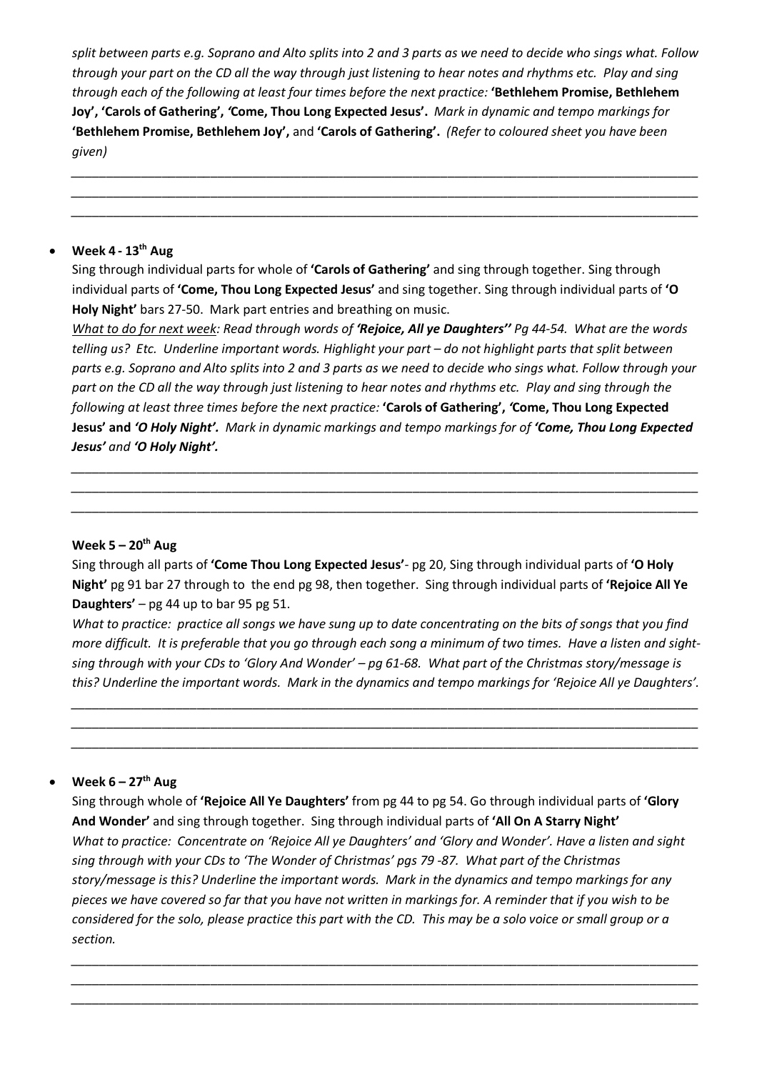*split between parts e.g. Soprano and Alto splits into 2 and 3 parts as we need to decide who sings what. Follow through your part on the CD all the way through just listening to hear notes and rhythms etc. Play and sing through each of the following at least four times before the next practice:* **'Bethlehem Promise, Bethlehem Joy', 'Carols of Gathering', 'Come, Thou Long Expected Jesus'.** *Mark in dynamic and tempo markings for* **'Bethlehem Promise, Bethlehem Joy',** and **'Carols of Gathering'.** *(Refer to coloured sheet you have been given)*

______________________________________________________________________________________________
______________________________________________________________________________________________
______________________________________________________________________________________________

- **Week 4 - 13th Aug**

  Sing through individual parts for whole of **'Carols of Gathering'** and sing through together. Sing through individual parts of **'Come, Thou Long Expected Jesus'** and sing together. Sing through individual parts of **'O Holy Night'** bars 27-50. Mark part entries and breathing on music.

  *What to do for next week: Read through words of **'Rejoice, All ye Daughters''** Pg 44-54. What are the words telling us? Etc. Underline important words. Highlight your part – do not highlight parts that split between parts e.g. Soprano and Alto splits into 2 and 3 parts as we need to decide who sings what. Follow through your part on the CD all the way through just listening to hear notes and rhythms etc. Play and sing through the following at least three times before the next practice:* **'Carols of Gathering', 'Come, Thou Long Expected Jesus' and *'O Holy Night'.*** *Mark in dynamic markings and tempo markings for of **'Come, Thou Long Expected Jesus'** and **'O Holy Night'.***

______________________________________________________________________________________________
______________________________________________________________________________________________
______________________________________________________________________________________________

**Week 5 – 20th Aug**

Sing through all parts of **'Come Thou Long Expected Jesus'**- pg 20, Sing through individual parts of **'O Holy Night'** pg 91 bar 27 through to the end pg 98, then together. Sing through individual parts of **'Rejoice All Ye Daughters'** – pg 44 up to bar 95 pg 51.

*What to practice: practice all songs we have sung up to date concentrating on the bits of songs that you find more difficult. It is preferable that you go through each song a minimum of two times. Have a listen and sight-sing through with your CDs to 'Glory And Wonder' – pg 61-68. What part of the Christmas story/message is this? Underline the important words. Mark in the dynamics and tempo markings for 'Rejoice All ye Daughters'.*

______________________________________________________________________________________________
______________________________________________________________________________________________
______________________________________________________________________________________________

- **Week 6 – 27th Aug**

  Sing through whole of **'Rejoice All Ye Daughters'** from pg 44 to pg 54. Go through individual parts of **'Glory And Wonder'** and sing through together. Sing through individual parts of **'All On A Starry Night'**

  *What to practice: Concentrate on 'Rejoice All ye Daughters' and 'Glory and Wonder'. Have a listen and sight sing through with your CDs to 'The Wonder of Christmas' pgs 79 -87. What part of the Christmas story/message is this? Underline the important words. Mark in the dynamics and tempo markings for any pieces we have covered so far that you have not written in markings for. A reminder that if you wish to be considered for the solo, please practice this part with the CD. This may be a solo voice or small group or a section.*

______________________________________________________________________________________________
______________________________________________________________________________________________
______________________________________________________________________________________________